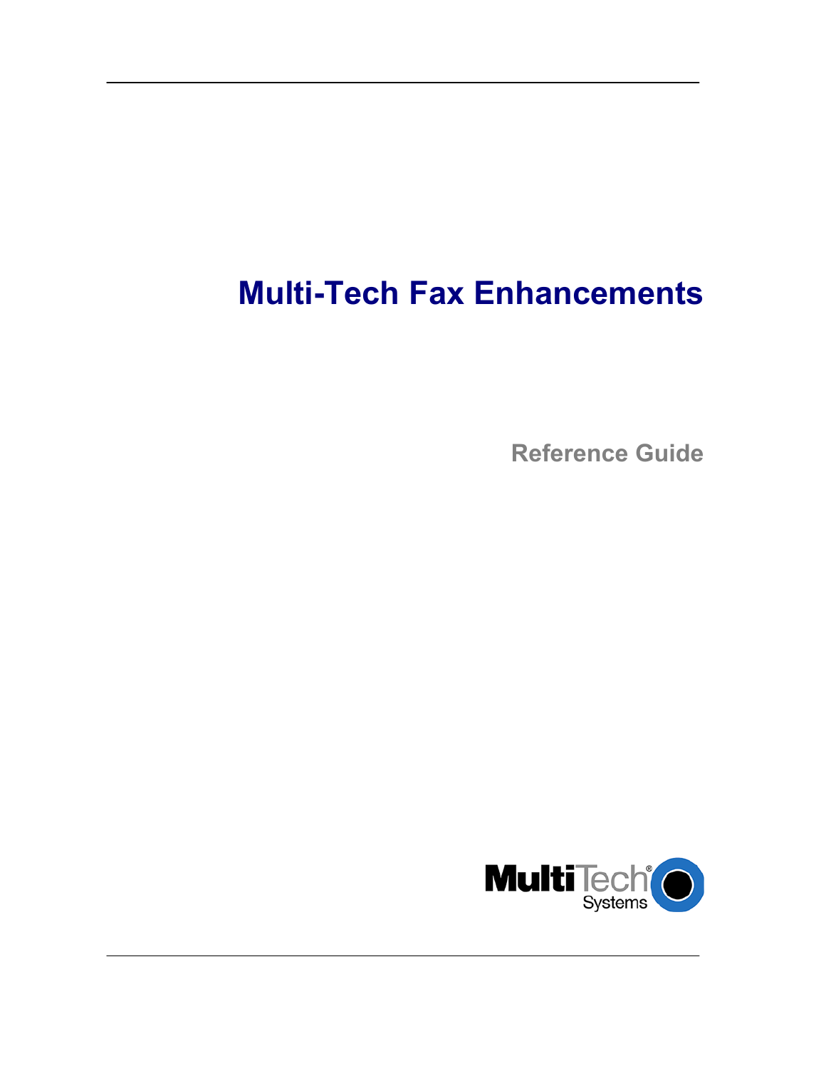# Multi-Tech Fax Enhancements

## Reference Guide

MultiTech Systems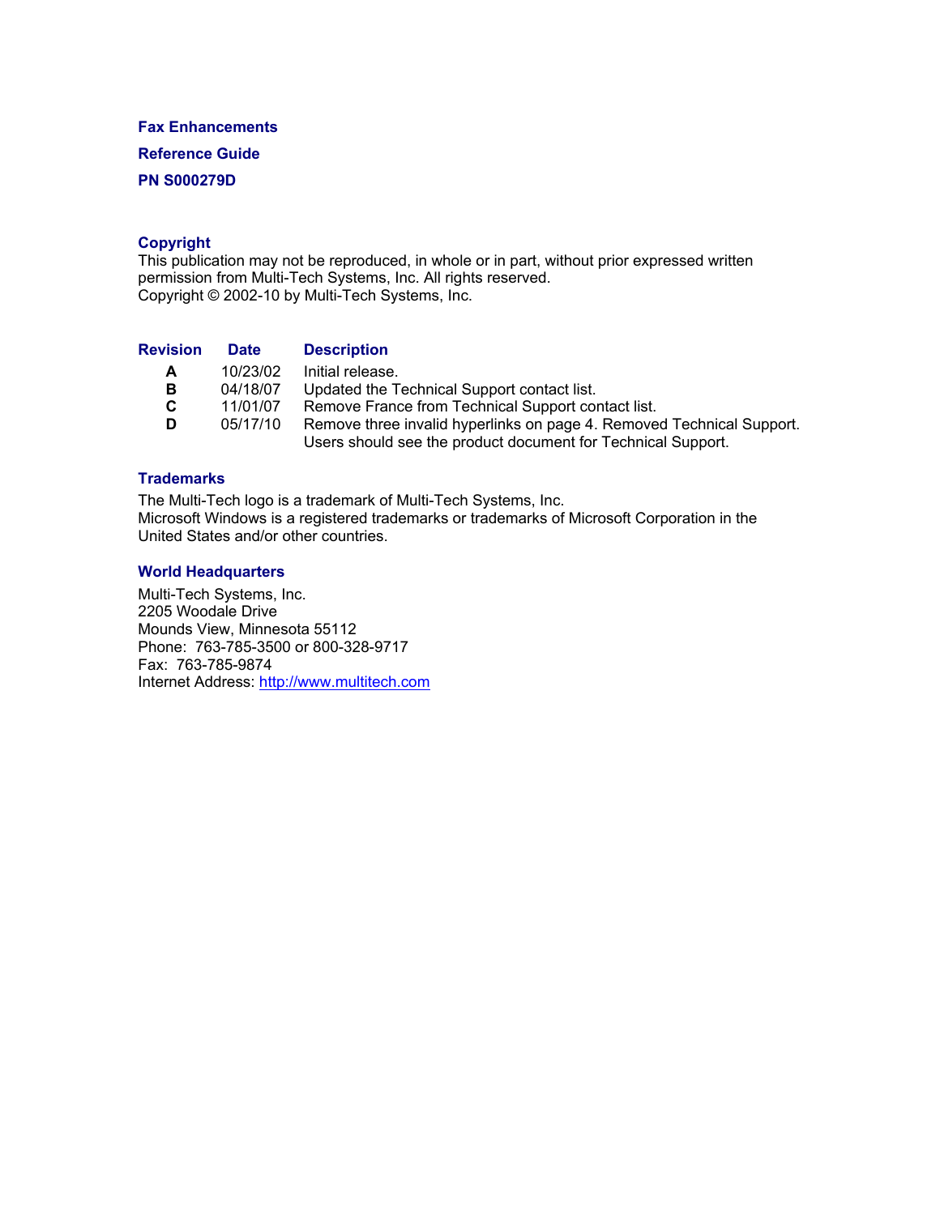**Fax Enhancements**

**Reference Guide**

**PN S000279D**

## Copyright

This publication may not be reproduced, in whole or in part, without prior expressed written permission from Multi-Tech Systems, Inc. All rights reserved.
Copyright © 2002-10 by Multi-Tech Systems, Inc.

| Revision | Date | Description |
|---|---|---|
| **A** | 10/23/02 | Initial release. |
| **B** | 04/18/07 | Updated the Technical Support contact list. |
| **C** | 11/01/07 | Remove France from Technical Support contact list. |
| **D** | 05/17/10 | Remove three invalid hyperlinks on page 4. Removed Technical Support. Users should see the product document for Technical Support. |

## Trademarks

The Multi-Tech logo is a trademark of Multi-Tech Systems, Inc.
Microsoft Windows is a registered trademarks or trademarks of Microsoft Corporation in the United States and/or other countries.

## World Headquarters

Multi-Tech Systems, Inc.
2205 Woodale Drive
Mounds View, Minnesota 55112
Phone: 763-785-3500 or 800-328-9717
Fax: 763-785-9874
Internet Address: http://www.multitech.com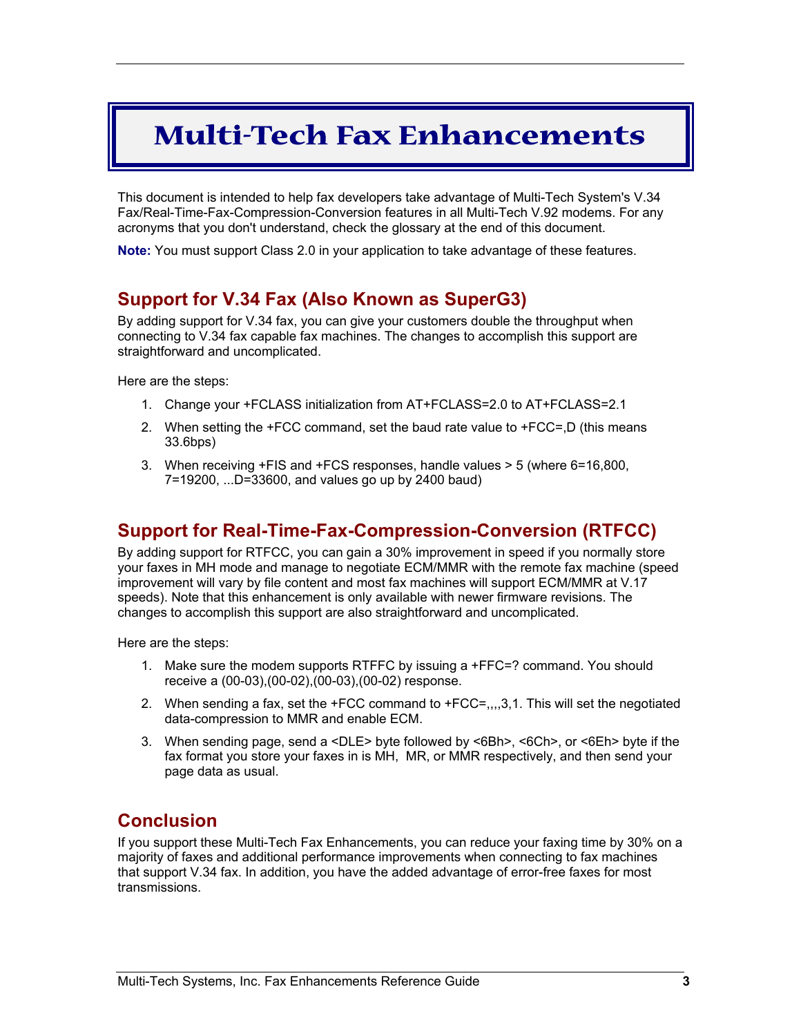# Multi-Tech Fax Enhancements

This document is intended to help fax developers take advantage of Multi-Tech System's V.34 Fax/Real-Time-Fax-Compression-Conversion features in all Multi-Tech V.92 modems. For any acronyms that you don't understand, check the glossary at the end of this document.

**Note:** You must support Class 2.0 in your application to take advantage of these features.

## Support for V.34 Fax (Also Known as SuperG3)

By adding support for V.34 fax, you can give your customers double the throughput when connecting to V.34 fax capable fax machines. The changes to accomplish this support are straightforward and uncomplicated.

Here are the steps:

1. Change your +FCLASS initialization from AT+FCLASS=2.0 to AT+FCLASS=2.1
2. When setting the +FCC command, set the baud rate value to +FCC=,D (this means 33.6bps)
3. When receiving +FIS and +FCS responses, handle values > 5 (where 6=16,800, 7=19200, ...D=33600, and values go up by 2400 baud)

## Support for Real-Time-Fax-Compression-Conversion (RTFCC)

By adding support for RTFCC, you can gain a 30% improvement in speed if you normally store your faxes in MH mode and manage to negotiate ECM/MMR with the remote fax machine (speed improvement will vary by file content and most fax machines will support ECM/MMR at V.17 speeds). Note that this enhancement is only available with newer firmware revisions. The changes to accomplish this support are also straightforward and uncomplicated.

Here are the steps:

1. Make sure the modem supports RTFFC by issuing a +FFC=? command. You should receive a (00-03),(00-02),(00-03),(00-02) response.
2. When sending a fax, set the +FCC command to +FCC=,,,,3,1. This will set the negotiated data-compression to MMR and enable ECM.
3. When sending page, send a <DLE> byte followed by <6Bh>, <6Ch>, or <6Eh> byte if the fax format you store your faxes in is MH, MR, or MMR respectively, and then send your page data as usual.

## Conclusion

If you support these Multi-Tech Fax Enhancements, you can reduce your faxing time by 30% on a majority of faxes and additional performance improvements when connecting to fax machines that support V.34 fax. In addition, you have the added advantage of error-free faxes for most transmissions.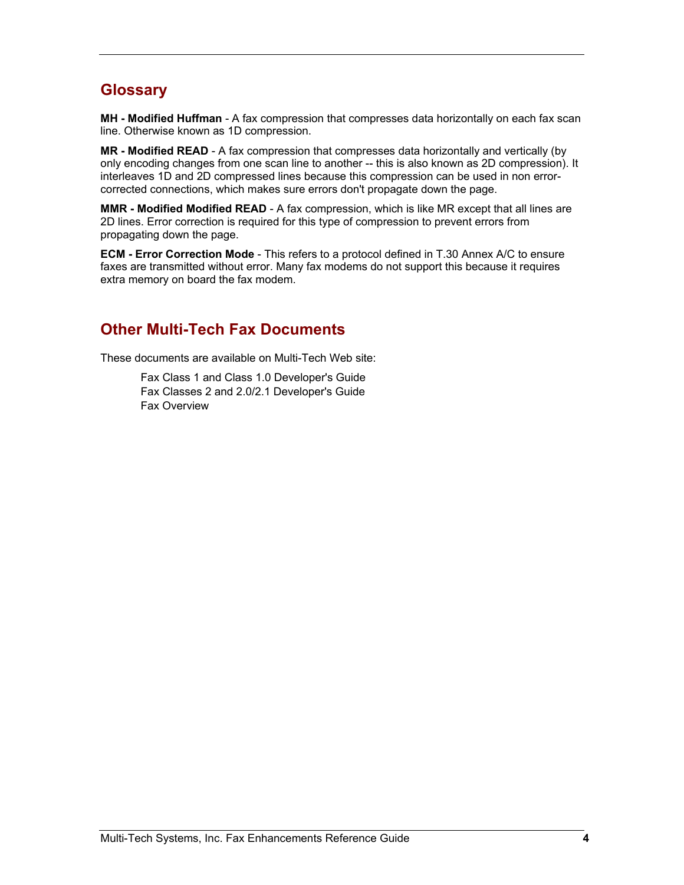## Glossary

**MH - Modified Huffman** - A fax compression that compresses data horizontally on each fax scan line. Otherwise known as 1D compression.

**MR - Modified READ** - A fax compression that compresses data horizontally and vertically (by only encoding changes from one scan line to another -- this is also known as 2D compression). It interleaves 1D and 2D compressed lines because this compression can be used in non error-corrected connections, which makes sure errors don't propagate down the page.

**MMR - Modified Modified READ** - A fax compression, which is like MR except that all lines are 2D lines. Error correction is required for this type of compression to prevent errors from propagating down the page.

**ECM - Error Correction Mode** - This refers to a protocol defined in T.30 Annex A/C to ensure faxes are transmitted without error. Many fax modems do not support this because it requires extra memory on board the fax modem.

## Other Multi-Tech Fax Documents

These documents are available on Multi-Tech Web site:

Fax Class 1 and Class 1.0 Developer's Guide
Fax Classes 2 and 2.0/2.1 Developer's Guide
Fax Overview